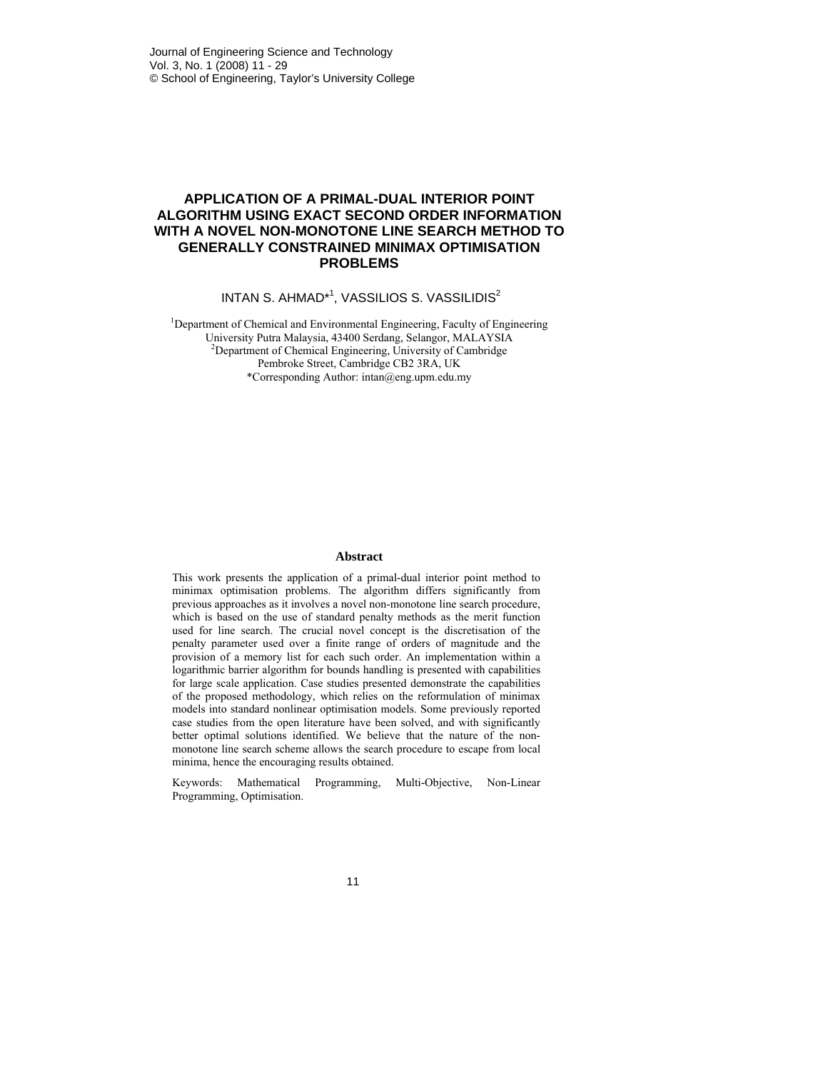# APPLICATION OF A PRIMAL-DUAL INTERIOR POINT ALGORITHM USING EXACT SECOND ORDER INFORMATION WITH A NOVEL NON-MONOTONE LINE SEARCH METHOD TO GENERALLY CONSTRAINED MINIMAX OPTIMISATION PROBLEMS

INTAN S. AHMAD*[1], VASSILIOS S. VASSILIDIS[2]

[1]Department of Chemical and Environmental Engineering, Faculty of Engineering
University Putra Malaysia, 43400 Serdang, Selangor, MALAYSIA
[2]Department of Chemical Engineering, University of Cambridge
Pembroke Street, Cambridge CB2 3RA, UK
*Corresponding Author: intan@eng.upm.edu.my

## Abstract

This work presents the application of a primal-dual interior point method to minimax optimisation problems. The algorithm differs significantly from previous approaches as it involves a novel non-monotone line search procedure, which is based on the use of standard penalty methods as the merit function used for line search. The crucial novel concept is the discretisation of the penalty parameter used over a finite range of orders of magnitude and the provision of a memory list for each such order. An implementation within a logarithmic barrier algorithm for bounds handling is presented with capabilities for large scale application. Case studies presented demonstrate the capabilities of the proposed methodology, which relies on the reformulation of minimax models into standard nonlinear optimisation models. Some previously reported case studies from the open literature have been solved, and with significantly better optimal solutions identified. We believe that the nature of the non-monotone line search scheme allows the search procedure to escape from local minima, hence the encouraging results obtained.

Keywords: Mathematical Programming, Multi-Objective, Non-Linear Programming, Optimisation.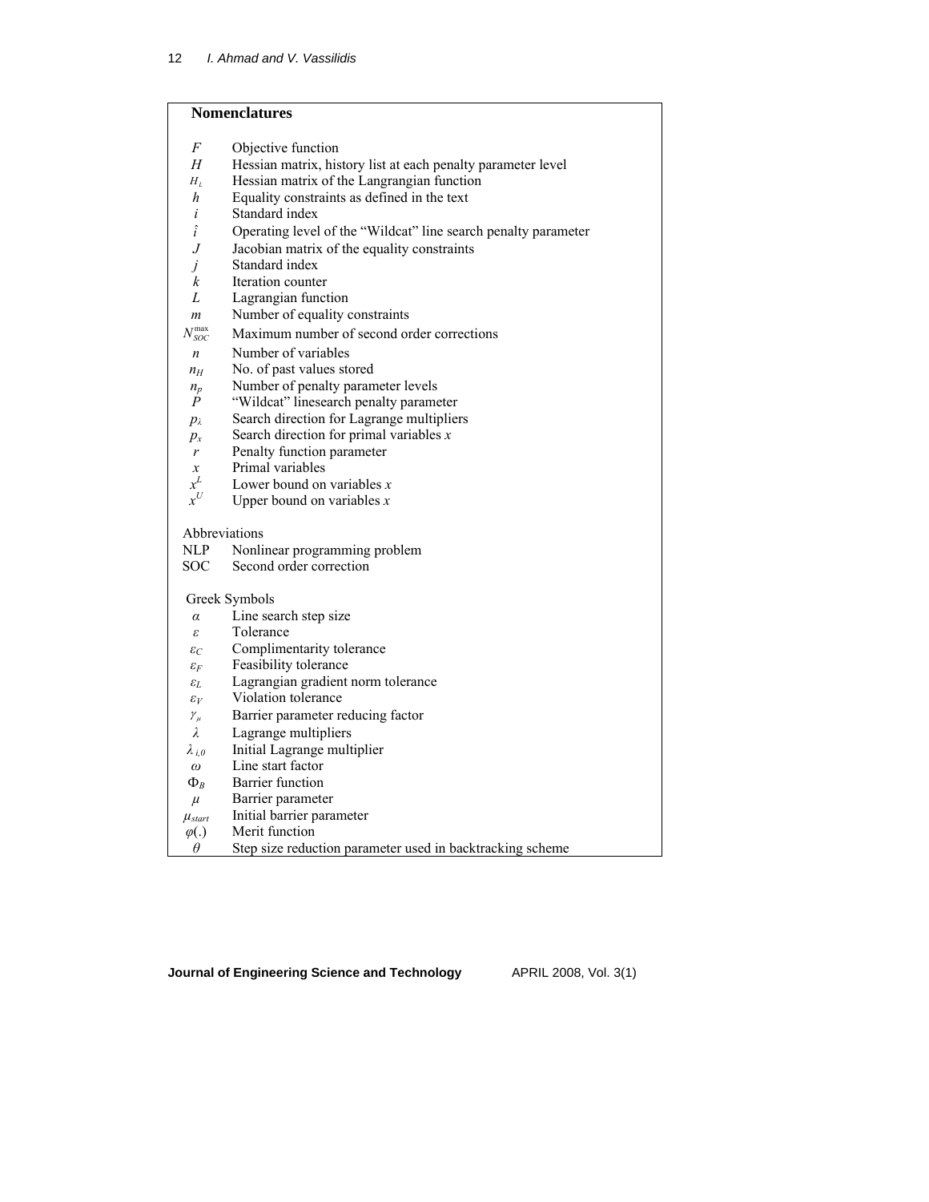## Nomenclatures

| | |
|---|---|
| $F$ | Objective function |
| $H$ | Hessian matrix, history list at each penalty parameter level |
| $H_L$ | Hessian matrix of the Langrangian function |
| $h$ | Equality constraints as defined in the text |
| $i$ | Standard index |
| $\hat{i}$ | Operating level of the "Wildcat" line search penalty parameter |
| $J$ | Jacobian matrix of the equality constraints |
| $j$ | Standard index |
| $k$ | Iteration counter |
| $L$ | Lagrangian function |
| $m$ | Number of equality constraints |
| $N_{SOC}^{\max}$ | Maximum number of second order corrections |
| $n$ | Number of variables |
| $n_H$ | No. of past values stored |
| $n_p$ | Number of penalty parameter levels |
| $P$ | "Wildcat" linesearch penalty parameter |
| $p_\lambda$ | Search direction for Lagrange multipliers |
| $p_x$ | Search direction for primal variables $x$ |
| $r$ | Penalty function parameter |
| $x$ | Primal variables |
| $x^L$ | Lower bound on variables $x$ |
| $x^U$ | Upper bound on variables $x$ |

Abbreviations

| | |
|---|---|
| NLP | Nonlinear programming problem |
| SOC | Second order correction |

Greek Symbols

| | |
|---|---|
| $\alpha$ | Line search step size |
| $\varepsilon$ | Tolerance |
| $\varepsilon_C$ | Complimentarity tolerance |
| $\varepsilon_F$ | Feasibility tolerance |
| $\varepsilon_L$ | Lagrangian gradient norm tolerance |
| $\varepsilon_V$ | Violation tolerance |
| $\gamma_\mu$ | Barrier parameter reducing factor |
| $\lambda$ | Lagrange multipliers |
| $\lambda_{i,0}$ | Initial Lagrange multiplier |
| $\omega$ | Line start factor |
| $\Phi_B$ | Barrier function |
| $\mu$ | Barrier parameter |
| $\mu_{start}$ | Initial barrier parameter |
| $\varphi(.)$ | Merit function |
| $\theta$ | Step size reduction parameter used in backtracking scheme |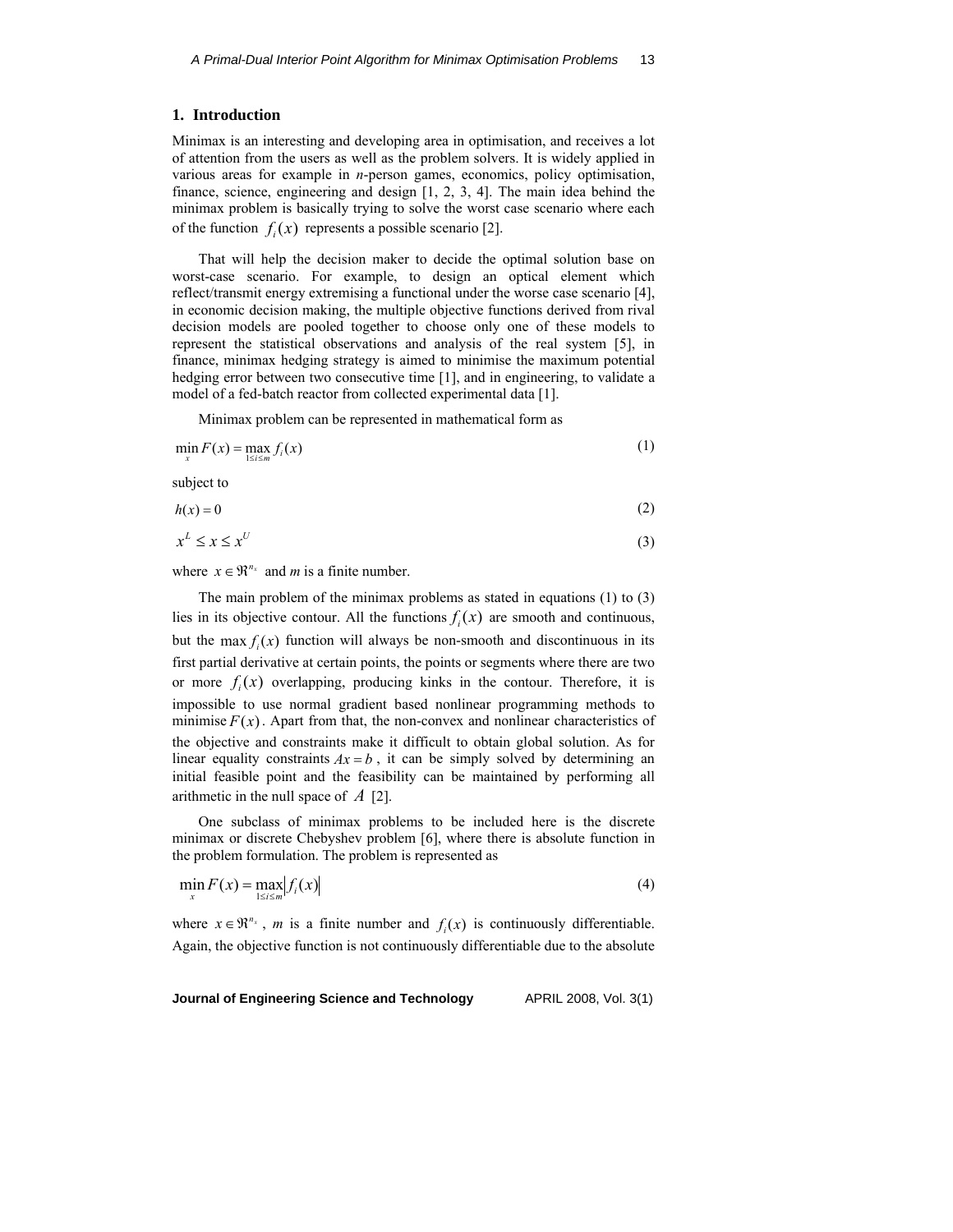## 1. Introduction

Minimax is an interesting and developing area in optimisation, and receives a lot of attention from the users as well as the problem solvers. It is widely applied in various areas for example in *n*-person games, economics, policy optimisation, finance, science, engineering and design [1, 2, 3, 4]. The main idea behind the minimax problem is basically trying to solve the worst case scenario where each of the function $f_i(x)$ represents a possible scenario [2].

That will help the decision maker to decide the optimal solution base on worst-case scenario. For example, to design an optical element which reflect/transmit energy extremising a functional under the worse case scenario [4], in economic decision making, the multiple objective functions derived from rival decision models are pooled together to choose only one of these models to represent the statistical observations and analysis of the real system [5], in finance, minimax hedging strategy is aimed to minimise the maximum potential hedging error between two consecutive time [1], and in engineering, to validate a model of a fed-batch reactor from collected experimental data [1].

Minimax problem can be represented in mathematical form as

$$\min_x F(x) = \max_{1 \le i \le m} f_i(x) \tag{1}$$

subject to

$$h(x) = 0 \tag{2}$$

$$x^L \le x \le x^U \tag{3}$$

where $x \in \Re^{n_x}$ and *m* is a finite number.

The main problem of the minimax problems as stated in equations (1) to (3) lies in its objective contour. All the functions $f_i(x)$ are smooth and continuous, but the $\max f_i(x)$ function will always be non-smooth and discontinuous in its first partial derivative at certain points, the points or segments where there are two or more $f_i(x)$ overlapping, producing kinks in the contour. Therefore, it is impossible to use normal gradient based nonlinear programming methods to minimise $F(x)$. Apart from that, the non-convex and nonlinear characteristics of the objective and constraints make it difficult to obtain global solution. As for linear equality constraints $Ax = b$, it can be simply solved by determining an initial feasible point and the feasibility can be maintained by performing all arithmetic in the null space of $A$ [2].

One subclass of minimax problems to be included here is the discrete minimax or discrete Chebyshev problem [6], where there is absolute function in the problem formulation. The problem is represented as

$$\min_x F(x) = \max_{1 \le i \le m} |f_i(x)| \tag{4}$$

where $x \in \Re^{n_x}$, *m* is a finite number and $f_i(x)$ is continuously differentiable. Again, the objective function is not continuously differentiable due to the absolute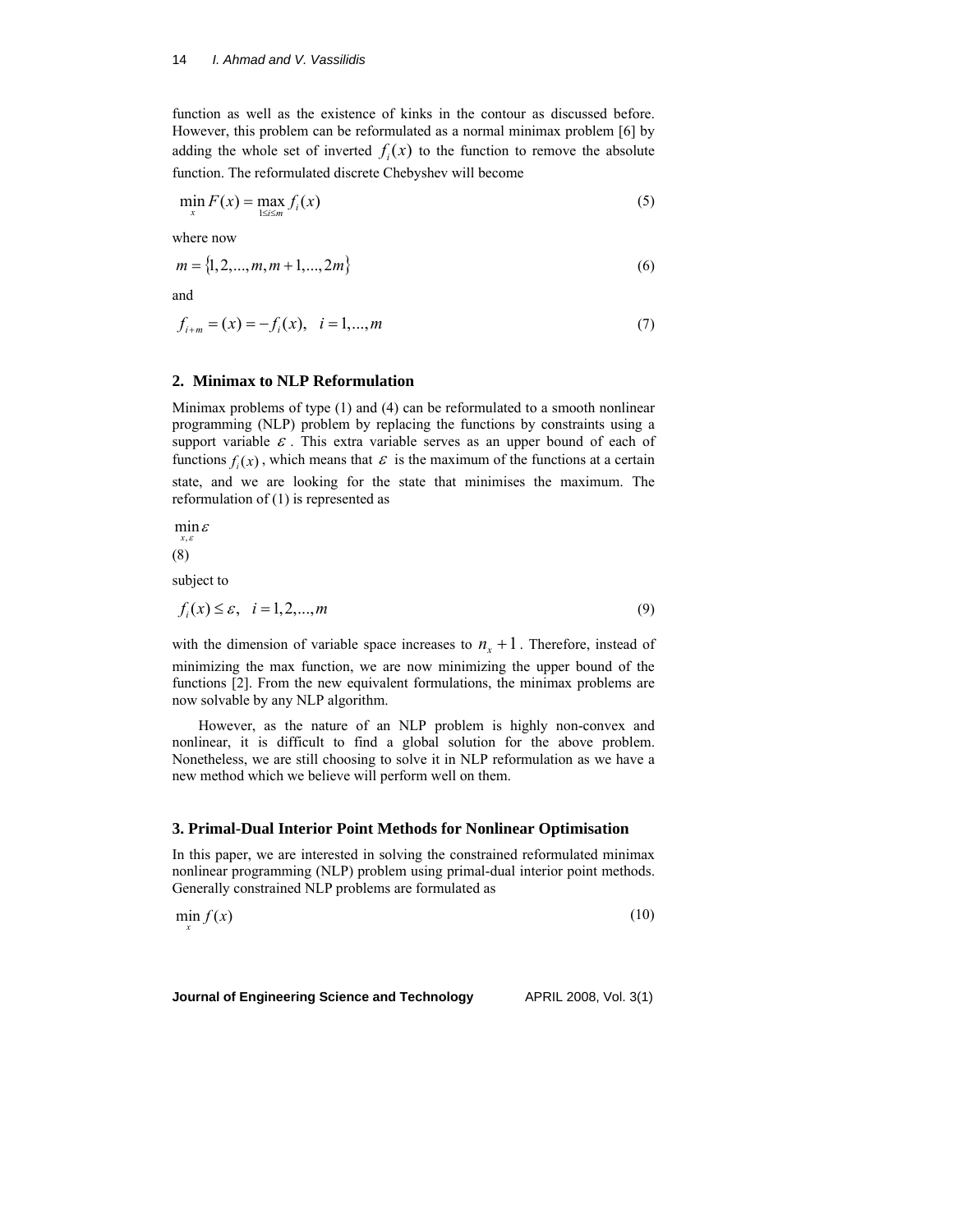function as well as the existence of kinks in the contour as discussed before. However, this problem can be reformulated as a normal minimax problem [6] by adding the whole set of inverted $f_i(x)$ to the function to remove the absolute function. The reformulated discrete Chebyshev will become

$$\min_x F(x) = \max_{1 \le i \le m} f_i(x) \tag{5}$$

where now

$$m = \{1, 2, ..., m, m+1, ..., 2m\} \tag{6}$$

and

$$f_{i+m} = (x) = -f_i(x), \quad i = 1, ..., m \tag{7}$$

## 2. Minimax to NLP Reformulation

Minimax problems of type (1) and (4) can be reformulated to a smooth nonlinear programming (NLP) problem by replacing the functions by constraints using a support variable $\varepsilon$. This extra variable serves as an upper bound of each of functions $f_i(x)$, which means that $\varepsilon$ is the maximum of the functions at a certain state, and we are looking for the state that minimises the maximum. The reformulation of (1) is represented as

$$\min_{x,\varepsilon} \varepsilon$$

(8)

subject to

$$f_i(x) \le \varepsilon, \quad i = 1, 2, ..., m \tag{9}$$

with the dimension of variable space increases to $n_x + 1$. Therefore, instead of minimizing the max function, we are now minimizing the upper bound of the functions [2]. From the new equivalent formulations, the minimax problems are now solvable by any NLP algorithm.

However, as the nature of an NLP problem is highly non-convex and nonlinear, it is difficult to find a global solution for the above problem. Nonetheless, we are still choosing to solve it in NLP reformulation as we have a new method which we believe will perform well on them.

## 3. Primal-Dual Interior Point Methods for Nonlinear Optimisation

In this paper, we are interested in solving the constrained reformulated minimax nonlinear programming (NLP) problem using primal-dual interior point methods. Generally constrained NLP problems are formulated as

$$\min_x f(x) \tag{10}$$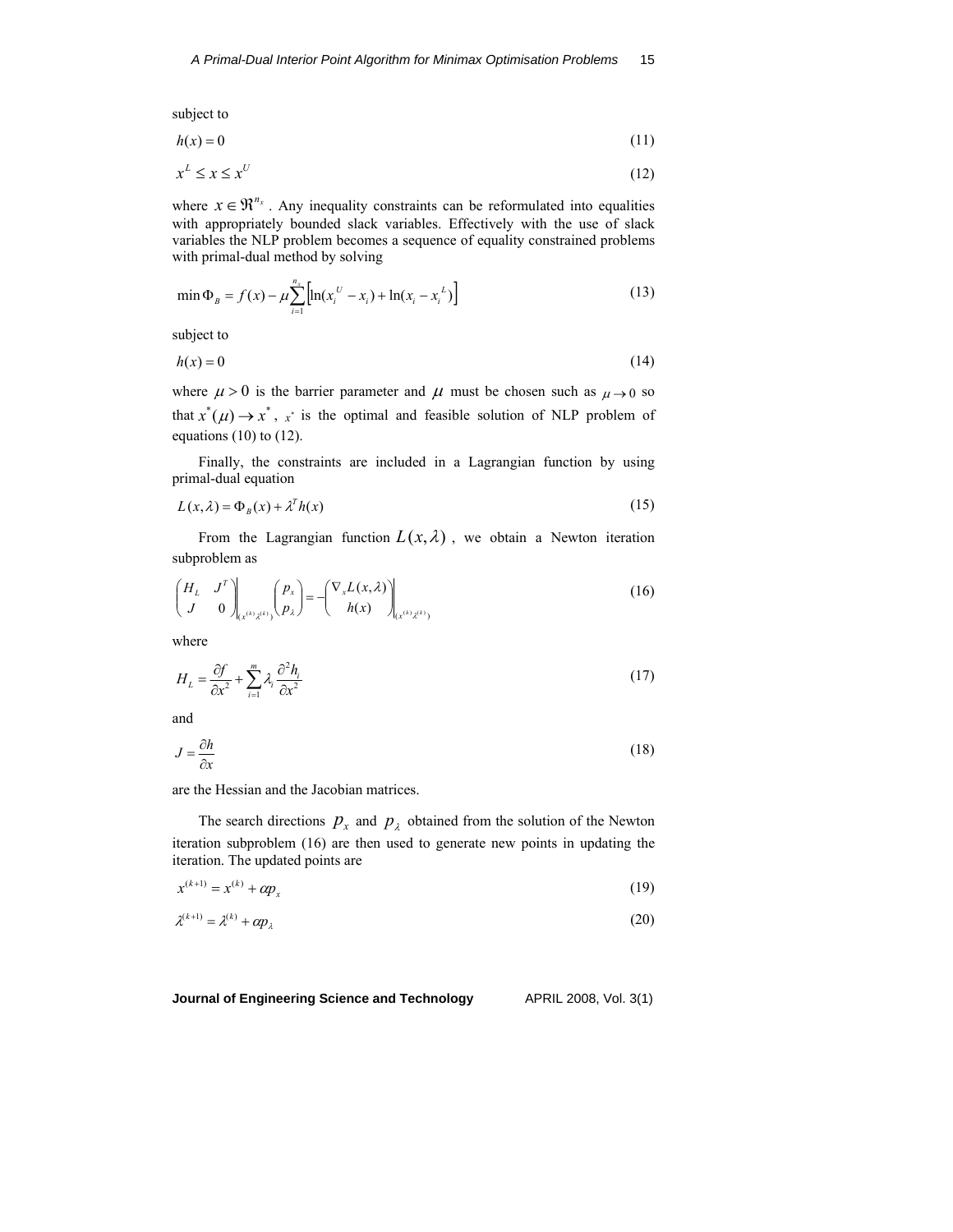subject to

$$h(x) = 0 \tag{11}$$

$$x^L \leq x \leq x^U \tag{12}$$

where $x \in \Re^{n_x}$. Any inequality constraints can be reformulated into equalities with appropriately bounded slack variables. Effectively with the use of slack variables the NLP problem becomes a sequence of equality constrained problems with primal-dual method by solving

$$\min \Phi_B = f(x) - \mu \sum_{i=1}^{n_x} \left[ \ln(x_i^U - x_i) + \ln(x_i - x_i^L) \right] \tag{13}$$

subject to

$$h(x) = 0 \tag{14}$$

where $\mu > 0$ is the barrier parameter and $\mu$ must be chosen such as $\mu \to 0$ so that $x^*(\mu) \to x^*$, $x^*$ is the optimal and feasible solution of NLP problem of equations (10) to (12).

Finally, the constraints are included in a Lagrangian function by using primal-dual equation

$$L(x, \lambda) = \Phi_B(x) + \lambda^T h(x) \tag{15}$$

From the Lagrangian function $L(x, \lambda)$, we obtain a Newton iteration subproblem as

$$\left. \begin{pmatrix} H_L & J^T \\ J & 0 \end{pmatrix} \right|_{(x^{(k)}, \lambda^{(k)})} \begin{pmatrix} p_x \\ p_\lambda \end{pmatrix} = - \left. \begin{pmatrix} \nabla_x L(x, \lambda) \\ h(x) \end{pmatrix} \right|_{(x^{(k)}, \lambda^{(k)})} \tag{16}$$

where

$$H_L = \frac{\partial f}{\partial x^2} + \sum_{i=1}^{m} \lambda_i \frac{\partial^2 h_i}{\partial x^2} \tag{17}$$

and

$$J = \frac{\partial h}{\partial x} \tag{18}$$

are the Hessian and the Jacobian matrices.

The search directions $p_x$ and $p_\lambda$ obtained from the solution of the Newton iteration subproblem (16) are then used to generate new points in updating the iteration. The updated points are

$$x^{(k+1)} = x^{(k)} + \alpha p_x \tag{19}$$

$$\lambda^{(k+1)} = \lambda^{(k)} + \alpha p_\lambda \tag{20}$$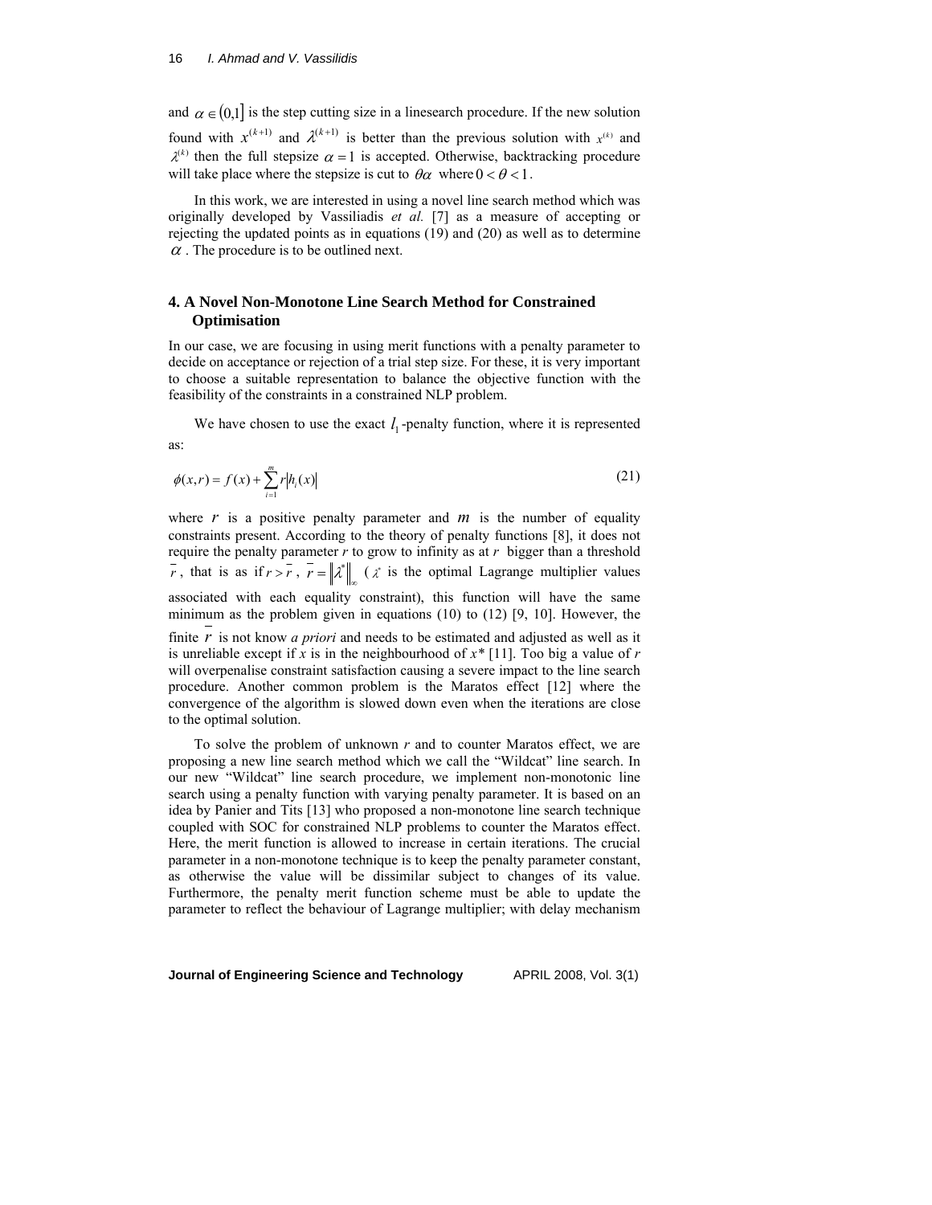and $\alpha \in (0,1]$ is the step cutting size in a linesearch procedure. If the new solution found with $x^{(k+1)}$ and $\lambda^{(k+1)}$ is better than the previous solution with $x^{(k)}$ and $\lambda^{(k)}$ then the full stepsize $\alpha = 1$ is accepted. Otherwise, backtracking procedure will take place where the stepsize is cut to $\theta\alpha$ where $0 < \theta < 1$.

In this work, we are interested in using a novel line search method which was originally developed by Vassiliadis *et al.* [7] as a measure of accepting or rejecting the updated points as in equations (19) and (20) as well as to determine $\alpha$. The procedure is to be outlined next.

## 4. A Novel Non-Monotone Line Search Method for Constrained Optimisation

In our case, we are focusing in using merit functions with a penalty parameter to decide on acceptance or rejection of a trial step size. For these, it is very important to choose a suitable representation to balance the objective function with the feasibility of the constraints in a constrained NLP problem.

We have chosen to use the exact $l_1$-penalty function, where it is represented as:

$$\phi(x,r) = f(x) + \sum_{i=1}^{m} r\left|h_i(x)\right| \tag{21}$$

where $r$ is a positive penalty parameter and $m$ is the number of equality constraints present. According to the theory of penalty functions [8], it does not require the penalty parameter $r$ to grow to infinity as at $r$ bigger than a threshold $\bar{r}$, that is as if $r > \bar{r}$, $\bar{r} = \left\|\lambda^*\right\|_\infty$ ($\lambda^*$ is the optimal Lagrange multiplier values associated with each equality constraint), this function will have the same minimum as the problem given in equations (10) to (12) [9, 10]. However, the finite $\bar{r}$ is not know *a priori* and needs to be estimated and adjusted as well as it is unreliable except if $x$ is in the neighbourhood of $x^*$ [11]. Too big a value of $r$ will overpenalise constraint satisfaction causing a severe impact to the line search procedure. Another common problem is the Maratos effect [12] where the convergence of the algorithm is slowed down even when the iterations are close to the optimal solution.

To solve the problem of unknown $r$ and to counter Maratos effect, we are proposing a new line search method which we call the "Wildcat" line search. In our new "Wildcat" line search procedure, we implement non-monotonic line search using a penalty function with varying penalty parameter. It is based on an idea by Panier and Tits [13] who proposed a non-monotone line search technique coupled with SOC for constrained NLP problems to counter the Maratos effect. Here, the merit function is allowed to increase in certain iterations. The crucial parameter in a non-monotone technique is to keep the penalty parameter constant, as otherwise the value will be dissimilar subject to changes of its value. Furthermore, the penalty merit function scheme must be able to update the parameter to reflect the behaviour of Lagrange multiplier; with delay mechanism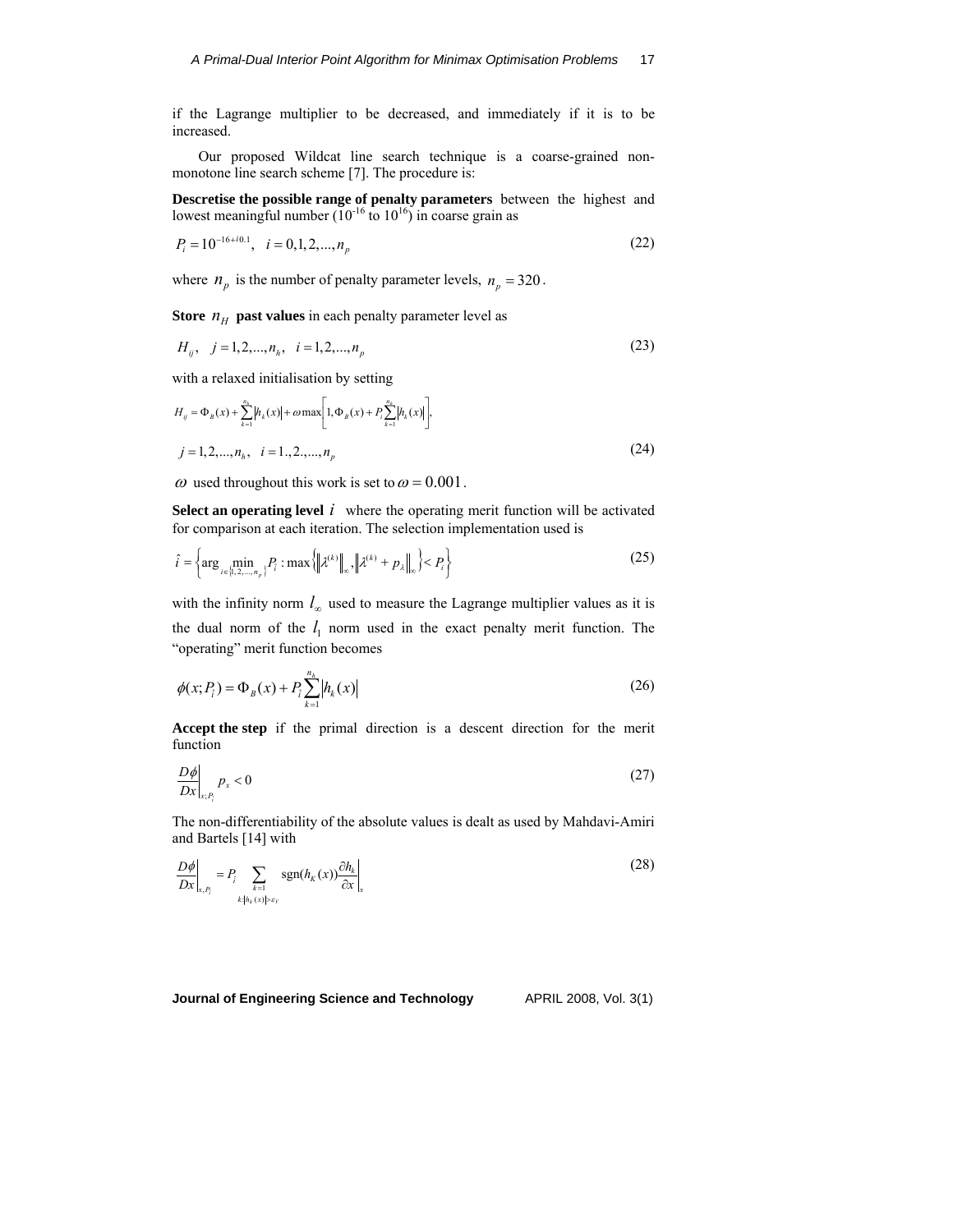if the Lagrange multiplier to be decreased, and immediately if it is to be increased.

Our proposed Wildcat line search technique is a coarse-grained non-monotone line search scheme [7]. The procedure is:

**Descretise the possible range of penalty parameters** between the highest and lowest meaningful number ($10^{-16}$ to $10^{16}$) in coarse grain as

$$P_i = 10^{-16+i0.1}, \quad i = 0,1,2,...,n_p \tag{22}$$

where $n_p$ is the number of penalty parameter levels, $n_p = 320$.

**Store $n_H$ past values** in each penalty parameter level as

$$H_{ij}, \quad j = 1,2,...,n_h, \quad i = 1,2,...,n_p \tag{23}$$

with a relaxed initialisation by setting

$$H_{ij} = \Phi_B(x) + \sum_{k=1}^{n_h} |h_k(x)| + \omega \max\left[1, \Phi_B(x) + P_i \sum_{k=1}^{n_h} |h_k(x)|\right],$$

$$j = 1,2,...,n_h, \quad i = 1.,2.,...,n_p \tag{24}$$

$\omega$ used throughout this work is set to $\omega = 0.001$.

**Select an operating level $i$** where the operating merit function will be activated for comparison at each iteration. The selection implementation used is

$$\hat{i} = \left\{ \arg \min_{i \in \{1,2,...,n_p\}} P_i : \max\left\{ \left\|\lambda^{(k)}\right\|_\infty, \left\|\lambda^{(k)} + p_\lambda\right\|_\infty \right\} < P_i \right\} \tag{25}$$

with the infinity norm $l_\infty$ used to measure the Lagrange multiplier values as it is the dual norm of the $l_1$ norm used in the exact penalty merit function. The "operating" merit function becomes

$$\phi(x; P_{\hat{i}}) = \Phi_B(x) + P_{\hat{i}} \sum_{k=1}^{n_h} |h_k(x)| \tag{26}$$

**Accept the step** if the primal direction is a descent direction for the merit function

$$\left.\frac{D\phi}{Dx}\right|_{x;P_{\hat{i}}} p_x < 0 \tag{27}$$

The non-differentiability of the absolute values is dealt as used by Mahdavi-Amiri and Bartels [14] with

$$\left.\frac{D\phi}{Dx}\right|_{x,P_{\hat{i}}} = P_{\hat{i}} \sum_{\substack{k=1 \\ k:|h_k(x)| > \varepsilon_V}} \operatorname{sgn}(h_K(x)) \left.\frac{\partial h_k}{\partial x}\right|_x \tag{28}$$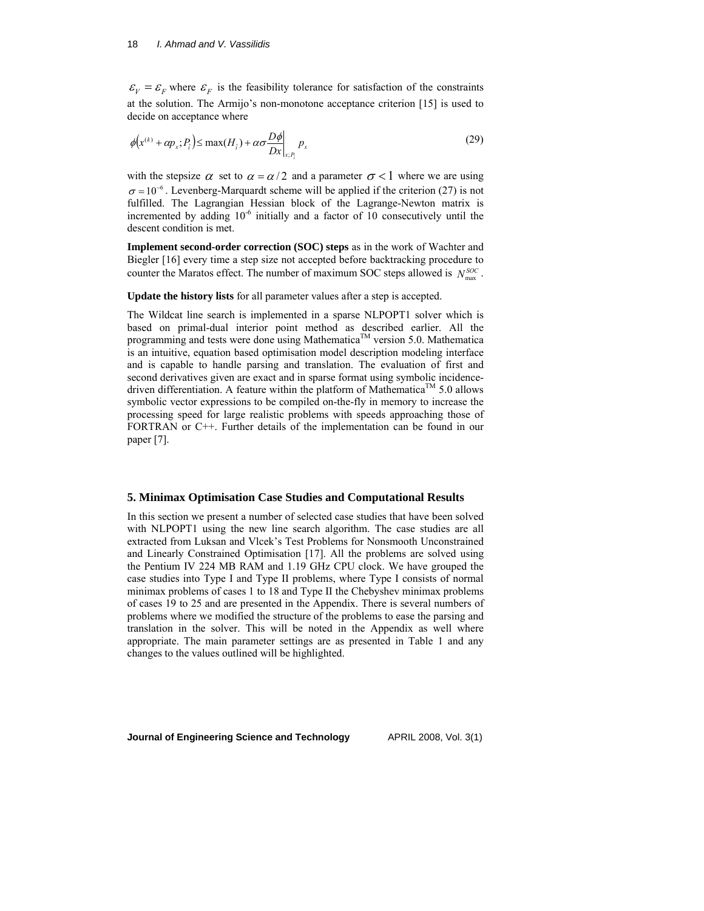$\varepsilon_V = \varepsilon_F$ where $\varepsilon_F$ is the feasibility tolerance for satisfaction of the constraints at the solution. The Armijo's non-monotone acceptance criterion [15] is used to decide on acceptance where

$$\phi\left(x^{(k)} + \alpha p_x; P_i\right) \leq \max(H_i) + \alpha\sigma \left.\frac{D\phi}{Dx}\right|_{x;P_i} p_x \tag{29}$$

with the stepsize $\alpha$ set to $\alpha = \alpha / 2$ and a parameter $\sigma < 1$ where we are using $\sigma = 10^{-6}$. Levenberg-Marquardt scheme will be applied if the criterion (27) is not fulfilled. The Lagrangian Hessian block of the Lagrange-Newton matrix is incremented by adding $10^{-6}$ initially and a factor of 10 consecutively until the descent condition is met.

**Implement second-order correction (SOC) steps** as in the work of Wachter and Biegler [16] every time a step size not accepted before backtracking procedure to counter the Maratos effect. The number of maximum SOC steps allowed is $N_{\max}^{SOC}$.

**Update the history lists** for all parameter values after a step is accepted.

The Wildcat line search is implemented in a sparse NLPOPT1 solver which is based on primal-dual interior point method as described earlier. All the programming and tests were done using Mathematica™ version 5.0. Mathematica is an intuitive, equation based optimisation model description modeling interface and is capable to handle parsing and translation. The evaluation of first and second derivatives given are exact and in sparse format using symbolic incidence-driven differentiation. A feature within the platform of Mathematica™ 5.0 allows symbolic vector expressions to be compiled on-the-fly in memory to increase the processing speed for large realistic problems with speeds approaching those of FORTRAN or C++. Further details of the implementation can be found in our paper [7].

## 5. Minimax Optimisation Case Studies and Computational Results

In this section we present a number of selected case studies that have been solved with NLPOPT1 using the new line search algorithm. The case studies are all extracted from Luksan and Vlcek's Test Problems for Nonsmooth Unconstrained and Linearly Constrained Optimisation [17]. All the problems are solved using the Pentium IV 224 MB RAM and 1.19 GHz CPU clock. We have grouped the case studies into Type I and Type II problems, where Type I consists of normal minimax problems of cases 1 to 18 and Type II the Chebyshev minimax problems of cases 19 to 25 and are presented in the Appendix. There is several numbers of problems where we modified the structure of the problems to ease the parsing and translation in the solver. This will be noted in the Appendix as well where appropriate. The main parameter settings are as presented in Table 1 and any changes to the values outlined will be highlighted.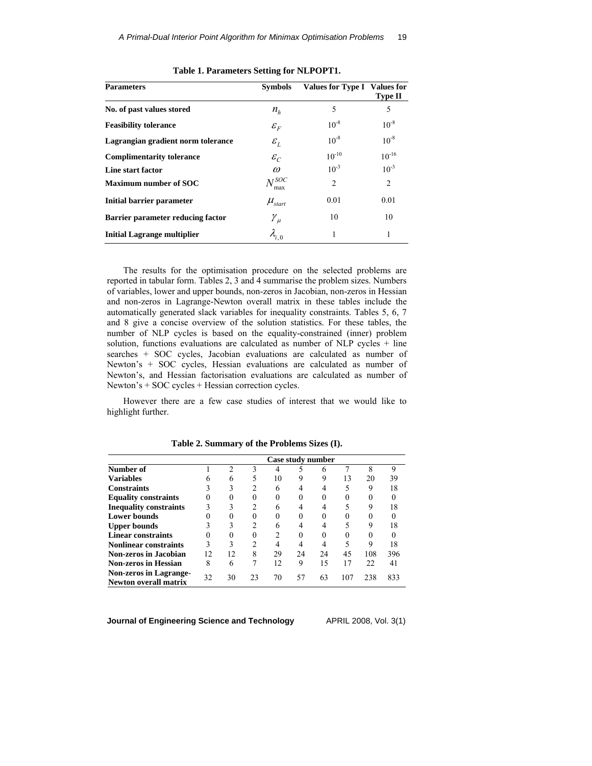**Table 1. Parameters Setting for NLPOPT1.**

| Parameters | Symbols | Values for Type I | Values for Type II |
|---|---|---|---|
| No. of past values stored | $n_h$ | 5 | 5 |
| Feasibility tolerance | $\varepsilon_F$ | $10^{-8}$ | $10^{-8}$ |
| Lagrangian gradient norm tolerance | $\varepsilon_L$ | $10^{-8}$ | $10^{-8}$ |
| Complimentarity tolerance | $\varepsilon_C$ | $10^{-10}$ | $10^{-16}$ |
| Line start factor | $\omega$ | $10^{-3}$ | $10^{-3}$ |
| Maximum number of SOC | $N_{\max}^{SOC}$ | 2 | 2 |
| Initial barrier parameter | $\mu_{start}$ | 0.01 | 0.01 |
| Barrier parameter reducing factor | $\gamma_\mu$ | 10 | 10 |
| Initial Lagrange multiplier | $\lambda_{i,0}$ | 1 | 1 |

The results for the optimisation procedure on the selected problems are reported in tabular form. Tables 2, 3 and 4 summarise the problem sizes. Numbers of variables, lower and upper bounds, non-zeros in Jacobian, non-zeros in Hessian and non-zeros in Lagrange-Newton overall matrix in these tables include the automatically generated slack variables for inequality constraints. Tables 5, 6, 7 and 8 give a concise overview of the solution statistics. For these tables, the number of NLP cycles is based on the equality-constrained (inner) problem solution, functions evaluations are calculated as number of NLP cycles + line searches + SOC cycles, Jacobian evaluations are calculated as number of Newton's + SOC cycles, Hessian evaluations are calculated as number of Newton's, and Hessian factorisation evaluations are calculated as number of Newton's + SOC cycles + Hessian correction cycles.

However there are a few case studies of interest that we would like to highlight further.

**Table 2. Summary of the Problems Sizes (I).**

| | Case study number | | | | | | | | |
|---|---|---|---|---|---|---|---|---|---|
| **Number of** | 1 | 2 | 3 | 4 | 5 | 6 | 7 | 8 | 9 |
| **Variables** | 6 | 6 | 5 | 10 | 9 | 9 | 13 | 20 | 39 |
| **Constraints** | 3 | 3 | 2 | 6 | 4 | 4 | 5 | 9 | 18 |
| **Equality constraints** | 0 | 0 | 0 | 0 | 0 | 0 | 0 | 0 | 0 |
| **Inequality constraints** | 3 | 3 | 2 | 6 | 4 | 4 | 5 | 9 | 18 |
| **Lower bounds** | 0 | 0 | 0 | 0 | 0 | 0 | 0 | 0 | 0 |
| **Upper bounds** | 3 | 3 | 2 | 6 | 4 | 4 | 5 | 9 | 18 |
| **Linear constraints** | 0 | 0 | 0 | 2 | 0 | 0 | 0 | 0 | 0 |
| **Nonlinear constraints** | 3 | 3 | 2 | 4 | 4 | 4 | 5 | 9 | 18 |
| **Non-zeros in Jacobian** | 12 | 12 | 8 | 29 | 24 | 24 | 45 | 108 | 396 |
| **Non-zeros in Hessian** | 8 | 6 | 7 | 12 | 9 | 15 | 17 | 22 | 41 |
| **Non-zeros in Lagrange-Newton overall matrix** | 32 | 30 | 23 | 70 | 57 | 63 | 107 | 238 | 833 |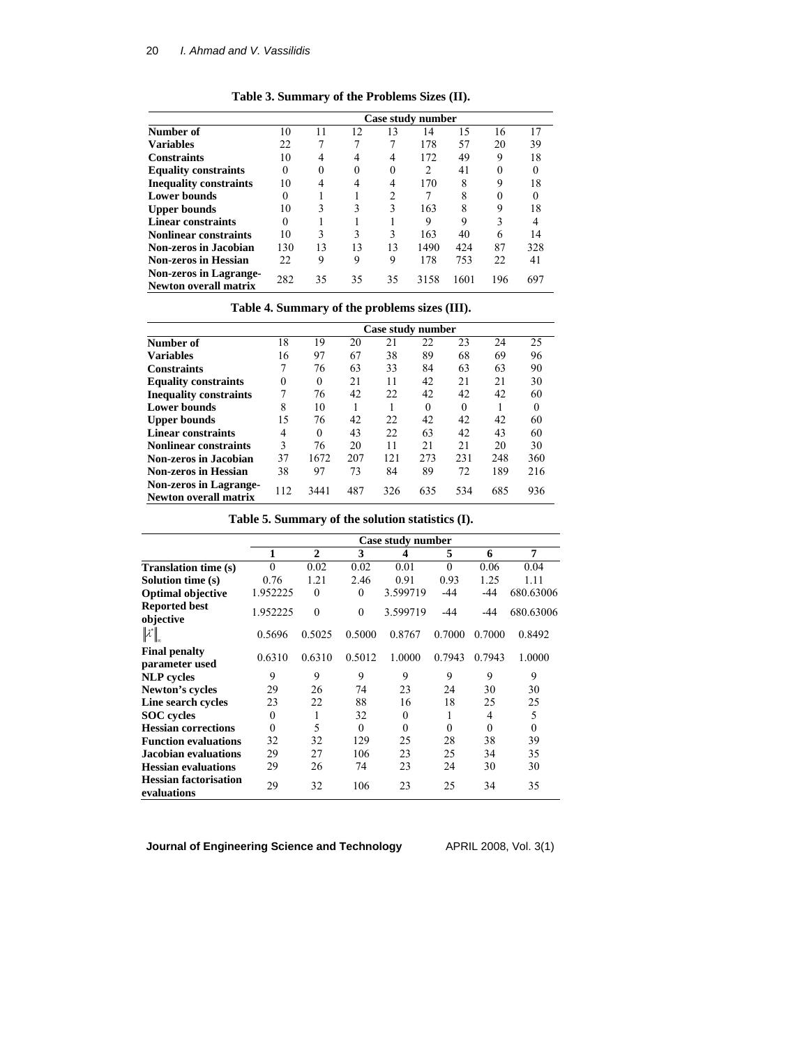**Table 3. Summary of the Problems Sizes (II).**

| | Case study number | | | | | | | |
|---|---|---|---|---|---|---|---|---|
| **Number of** | 10 | 11 | 12 | 13 | 14 | 15 | 16 | 17 |
| **Variables** | 22 | 7 | 7 | 7 | 178 | 57 | 20 | 39 |
| **Constraints** | 10 | 4 | 4 | 4 | 172 | 49 | 9 | 18 |
| **Equality constraints** | 0 | 0 | 0 | 0 | 2 | 41 | 0 | 0 |
| **Inequality constraints** | 10 | 4 | 4 | 4 | 170 | 8 | 9 | 18 |
| **Lower bounds** | 0 | 1 | 1 | 2 | 7 | 8 | 0 | 0 |
| **Upper bounds** | 10 | 3 | 3 | 3 | 163 | 8 | 9 | 18 |
| **Linear constraints** | 0 | 1 | 1 | 1 | 9 | 9 | 3 | 4 |
| **Nonlinear constraints** | 10 | 3 | 3 | 3 | 163 | 40 | 6 | 14 |
| **Non-zeros in Jacobian** | 130 | 13 | 13 | 13 | 1490 | 424 | 87 | 328 |
| **Non-zeros in Hessian** | 22 | 9 | 9 | 9 | 178 | 753 | 22 | 41 |
| **Non-zeros in Lagrange-Newton overall matrix** | 282 | 35 | 35 | 35 | 3158 | 1601 | 196 | 697 |

**Table 4. Summary of the problems sizes (III).**

| | Case study number | | | | | | | |
|---|---|---|---|---|---|---|---|---|
| **Number of** | 18 | 19 | 20 | 21 | 22 | 23 | 24 | 25 |
| **Variables** | 16 | 97 | 67 | 38 | 89 | 68 | 69 | 96 |
| **Constraints** | 7 | 76 | 63 | 33 | 84 | 63 | 63 | 90 |
| **Equality constraints** | 0 | 0 | 21 | 11 | 42 | 21 | 21 | 30 |
| **Inequality constraints** | 7 | 76 | 42 | 22 | 42 | 42 | 42 | 60 |
| **Lower bounds** | 8 | 10 | 1 | 1 | 0 | 0 | 1 | 0 |
| **Upper bounds** | 15 | 76 | 42 | 22 | 42 | 42 | 42 | 60 |
| **Linear constraints** | 4 | 0 | 43 | 22 | 63 | 42 | 43 | 60 |
| **Nonlinear constraints** | 3 | 76 | 20 | 11 | 21 | 21 | 20 | 30 |
| **Non-zeros in Jacobian** | 37 | 1672 | 207 | 121 | 273 | 231 | 248 | 360 |
| **Non-zeros in Hessian** | 38 | 97 | 73 | 84 | 89 | 72 | 189 | 216 |
| **Non-zeros in Lagrange-Newton overall matrix** | 112 | 3441 | 487 | 326 | 635 | 534 | 685 | 936 |

**Table 5. Summary of the solution statistics (I).**

| | Case study number | | | | | | |
|---|---|---|---|---|---|---|---|
| | **1** | **2** | **3** | **4** | **5** | **6** | **7** |
| **Translation time (s)** | 0 | 0.02 | 0.02 | 0.01 | 0 | 0.06 | 0.04 |
| **Solution time (s)** | 0.76 | 1.21 | 2.46 | 0.91 | 0.93 | 1.25 | 1.11 |
| **Optimal objective** | 1.952225 | 0 | 0 | 3.599719 | -44 | -44 | 680.63006 |
| **Reported best objective** | 1.952225 | 0 | 0 | 3.599719 | -44 | -44 | 680.63006 |
| $\|\lambda^*\|_\infty$ | 0.5696 | 0.5025 | 0.5000 | 0.8767 | 0.7000 | 0.7000 | 0.8492 |
| **Final penalty parameter used** | 0.6310 | 0.6310 | 0.5012 | 1.0000 | 0.7943 | 0.7943 | 1.0000 |
| **NLP cycles** | 9 | 9 | 9 | 9 | 9 | 9 | 9 |
| **Newton's cycles** | 29 | 26 | 74 | 23 | 24 | 30 | 30 |
| **Line search cycles** | 23 | 22 | 88 | 16 | 18 | 25 | 25 |
| **SOC cycles** | 0 | 1 | 32 | 0 | 1 | 4 | 5 |
| **Hessian corrections** | 0 | 5 | 0 | 0 | 0 | 0 | 0 |
| **Function evaluations** | 32 | 32 | 129 | 25 | 28 | 38 | 39 |
| **Jacobian evaluations** | 29 | 27 | 106 | 23 | 25 | 34 | 35 |
| **Hessian evaluations** | 29 | 26 | 74 | 23 | 24 | 30 | 30 |
| **Hessian factorisation evaluations** | 29 | 32 | 106 | 23 | 25 | 34 | 35 |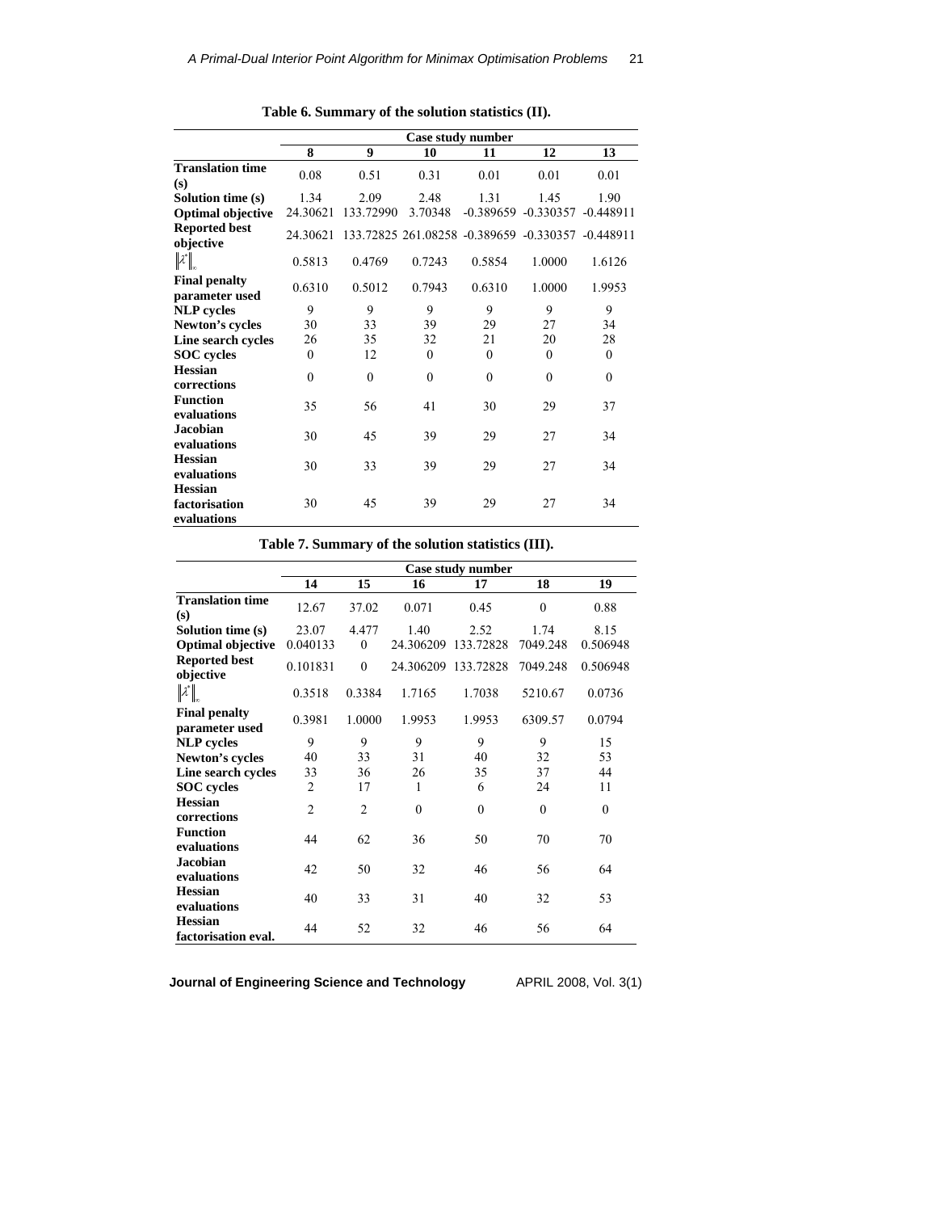**Table 6. Summary of the solution statistics (II).**

| | Case study number | | | | | |
|---|---|---|---|---|---|---|
| | **8** | **9** | **10** | **11** | **12** | **13** |
| **Translation time (s)** | 0.08 | 0.51 | 0.31 | 0.01 | 0.01 | 0.01 |
| **Solution time (s)** | 1.34 | 2.09 | 2.48 | 1.31 | 1.45 | 1.90 |
| **Optimal objective** | 24.30621 | 133.72990 | 3.70348 | -0.389659 | -0.330357 | -0.448911 |
| **Reported best objective** | 24.30621 | 133.72825 | 261.08258 | -0.389659 | -0.330357 | -0.448911 |
| $\lVert \lambda^* \rVert_\infty$ | 0.5813 | 0.4769 | 0.7243 | 0.5854 | 1.0000 | 1.6126 |
| **Final penalty parameter used** | 0.6310 | 0.5012 | 0.7943 | 0.6310 | 1.0000 | 1.9953 |
| **NLP cycles** | 9 | 9 | 9 | 9 | 9 | 9 |
| **Newton's cycles** | 30 | 33 | 39 | 29 | 27 | 34 |
| **Line search cycles** | 26 | 35 | 32 | 21 | 20 | 28 |
| **SOC cycles** | 0 | 12 | 0 | 0 | 0 | 0 |
| **Hessian corrections** | 0 | 0 | 0 | 0 | 0 | 0 |
| **Function evaluations** | 35 | 56 | 41 | 30 | 29 | 37 |
| **Jacobian evaluations** | 30 | 45 | 39 | 29 | 27 | 34 |
| **Hessian evaluations** | 30 | 33 | 39 | 29 | 27 | 34 |
| **Hessian factorisation evaluations** | 30 | 45 | 39 | 29 | 27 | 34 |

**Table 7. Summary of the solution statistics (III).**

| | Case study number | | | | | |
|---|---|---|---|---|---|---|
| | **14** | **15** | **16** | **17** | **18** | **19** |
| **Translation time (s)** | 12.67 | 37.02 | 0.071 | 0.45 | 0 | 0.88 |
| **Solution time (s)** | 23.07 | 4.477 | 1.40 | 2.52 | 1.74 | 8.15 |
| **Optimal objective** | 0.040133 | 0 | 24.306209 | 133.72828 | 7049.248 | 0.506948 |
| **Reported best objective** | 0.101831 | 0 | 24.306209 | 133.72828 | 7049.248 | 0.506948 |
| $\lVert \lambda^* \rVert_\infty$ | 0.3518 | 0.3384 | 1.7165 | 1.7038 | 5210.67 | 0.0736 |
| **Final penalty parameter used** | 0.3981 | 1.0000 | 1.9953 | 1.9953 | 6309.57 | 0.0794 |
| **NLP cycles** | 9 | 9 | 9 | 9 | 9 | 15 |
| **Newton's cycles** | 40 | 33 | 31 | 40 | 32 | 53 |
| **Line search cycles** | 33 | 36 | 26 | 35 | 37 | 44 |
| **SOC cycles** | 2 | 17 | 1 | 6 | 24 | 11 |
| **Hessian corrections** | 2 | 2 | 0 | 0 | 0 | 0 |
| **Function evaluations** | 44 | 62 | 36 | 50 | 70 | 70 |
| **Jacobian evaluations** | 42 | 50 | 32 | 46 | 56 | 64 |
| **Hessian evaluations** | 40 | 33 | 31 | 40 | 32 | 53 |
| **Hessian factorisation eval.** | 44 | 52 | 32 | 46 | 56 | 64 |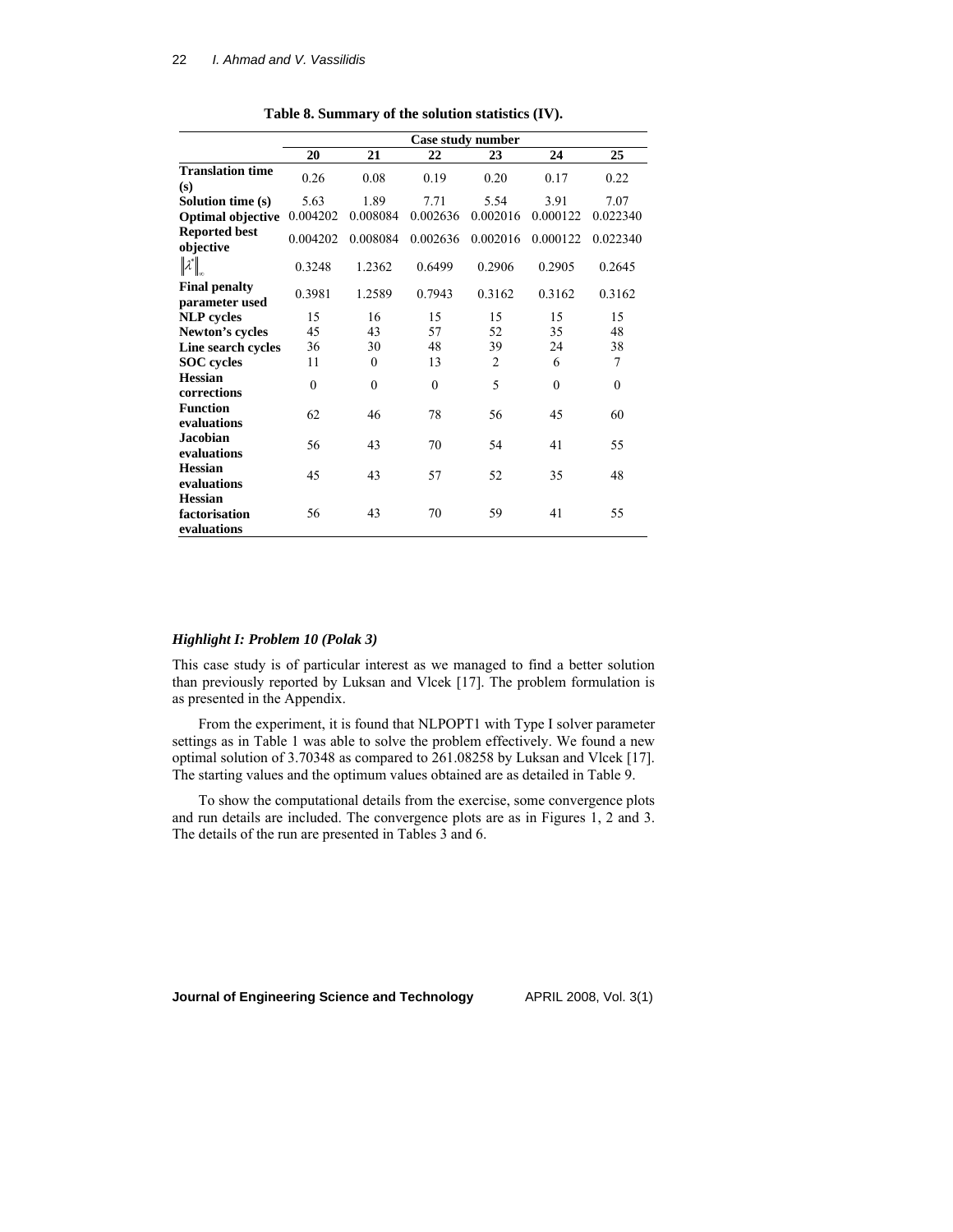**Table 8. Summary of the solution statistics (IV).**

| | Case study number | | | | | |
|---|---|---|---|---|---|---|
| | **20** | **21** | **22** | **23** | **24** | **25** |
| **Translation time (s)** | 0.26 | 0.08 | 0.19 | 0.20 | 0.17 | 0.22 |
| **Solution time (s)** | 5.63 | 1.89 | 7.71 | 5.54 | 3.91 | 7.07 |
| **Optimal objective** | 0.004202 | 0.008084 | 0.002636 | 0.002016 | 0.000122 | 0.022340 |
| **Reported best objective** | 0.004202 | 0.008084 | 0.002636 | 0.002016 | 0.000122 | 0.022340 |
| $\lVert \lambda^* \rVert_\infty$ | 0.3248 | 1.2362 | 0.6499 | 0.2906 | 0.2905 | 0.2645 |
| **Final penalty parameter used** | 0.3981 | 1.2589 | 0.7943 | 0.3162 | 0.3162 | 0.3162 |
| **NLP cycles** | 15 | 16 | 15 | 15 | 15 | 15 |
| **Newton's cycles** | 45 | 43 | 57 | 52 | 35 | 48 |
| **Line search cycles** | 36 | 30 | 48 | 39 | 24 | 38 |
| **SOC cycles** | 11 | 0 | 13 | 2 | 6 | 7 |
| **Hessian corrections** | 0 | 0 | 0 | 5 | 0 | 0 |
| **Function evaluations** | 62 | 46 | 78 | 56 | 45 | 60 |
| **Jacobian evaluations** | 56 | 43 | 70 | 54 | 41 | 55 |
| **Hessian evaluations** | 45 | 43 | 57 | 52 | 35 | 48 |
| **Hessian factorisation evaluations** | 56 | 43 | 70 | 59 | 41 | 55 |

***Highlight I: Problem 10 (Polak 3)***

This case study is of particular interest as we managed to find a better solution than previously reported by Luksan and Vlcek [17]. The problem formulation is as presented in the Appendix.

From the experiment, it is found that NLPOPT1 with Type I solver parameter settings as in Table 1 was able to solve the problem effectively. We found a new optimal solution of 3.70348 as compared to 261.08258 by Luksan and Vlcek [17]. The starting values and the optimum values obtained are as detailed in Table 9.

To show the computational details from the exercise, some convergence plots and run details are included. The convergence plots are as in Figures 1, 2 and 3. The details of the run are presented in Tables 3 and 6.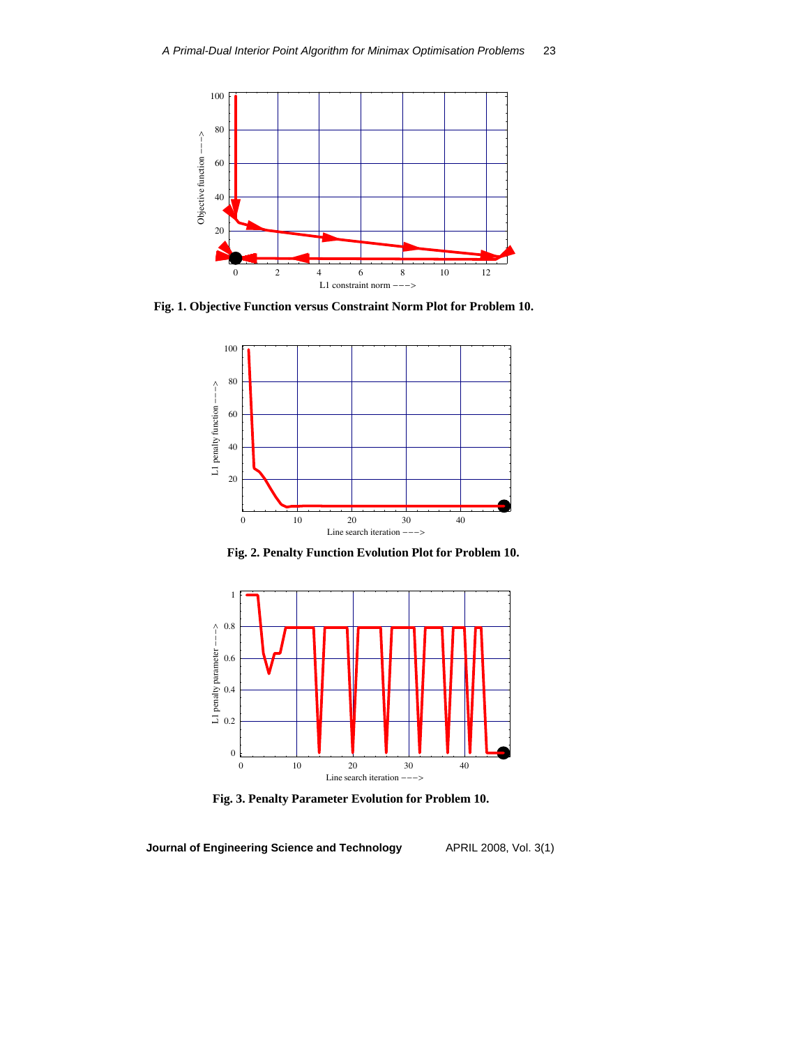**Fig. 1. Objective Function versus Constraint Norm Plot for Problem 10.**

**Fig. 2. Penalty Function Evolution Plot for Problem 10.**

**Fig. 3. Penalty Parameter Evolution for Problem 10.**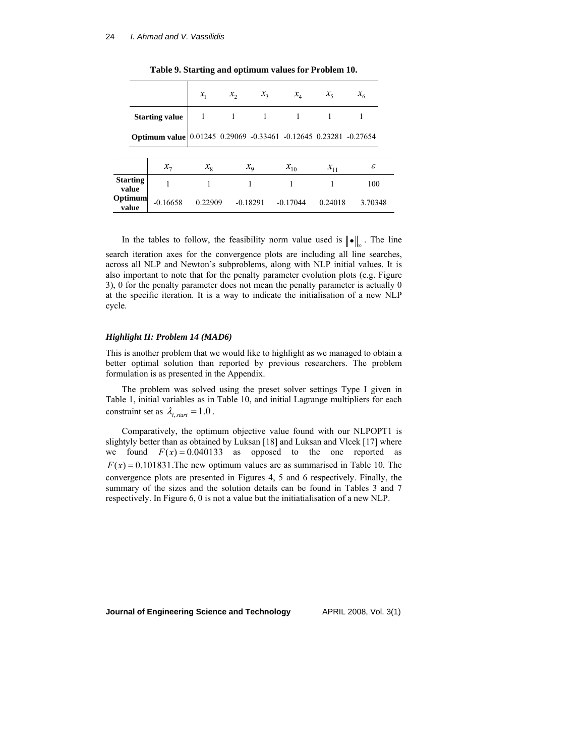**Table 9. Starting and optimum values for Problem 10.**

| | $x_1$ | $x_2$ | $x_3$ | $x_4$ | $x_5$ | $x_6$ |
|---|---|---|---|---|---|---|
| **Starting value** | 1 | 1 | 1 | 1 | 1 | 1 |
| **Optimum value** | 0.01245 | 0.29069 | -0.33461 | -0.12645 | 0.23281 | -0.27654 |

| | $x_7$ | $x_8$ | $x_9$ | $x_{10}$ | $x_{11}$ | $\varepsilon$ |
|---|---|---|---|---|---|---|
| **Starting value** | 1 | 1 | 1 | 1 | 1 | 100 |
| **Optimum value** | -0.16658 | 0.22909 | -0.18291 | -0.17044 | 0.24018 | 3.70348 |

In the tables to follow, the feasibility norm value used is $\|\bullet\|_\infty$. The line search iteration axes for the convergence plots are including all line searches, across all NLP and Newton's subproblems, along with NLP initial values. It is also important to note that for the penalty parameter evolution plots (e.g. Figure 3), 0 for the penalty parameter does not mean the penalty parameter is actually 0 at the specific iteration. It is a way to indicate the initialisation of a new NLP cycle.

### *Highlight II: Problem 14 (MAD6)*

This is another problem that we would like to highlight as we managed to obtain a better optimal solution than reported by previous researchers. The problem formulation is as presented in the Appendix.

The problem was solved using the preset solver settings Type I given in Table 1, initial variables as in Table 10, and initial Lagrange multipliers for each constraint set as $\lambda_{i,start} = 1.0$.

Comparatively, the optimum objective value found with our NLPOPT1 is slightyly better than as obtained by Luksan [18] and Luksan and Vlcek [17] where we found $F(x) = 0.040133$ as opposed to the one reported as $F(x) = 0.101831$.The new optimum values are as summarised in Table 10. The convergence plots are presented in Figures 4, 5 and 6 respectively. Finally, the summary of the sizes and the solution details can be found in Tables 3 and 7 respectively. In Figure 6, 0 is not a value but the initiatialisation of a new NLP.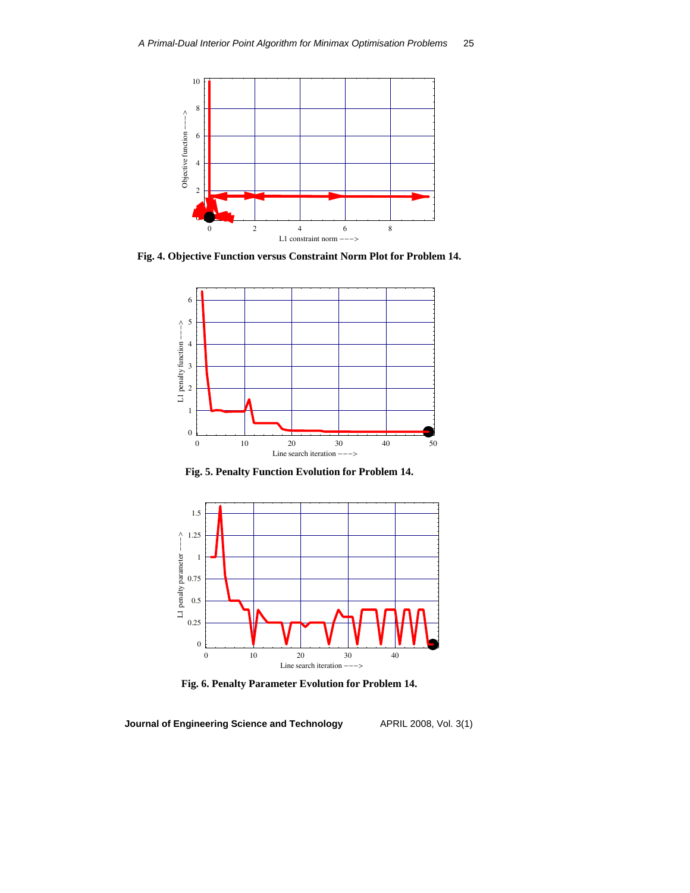**Fig. 4. Objective Function versus Constraint Norm Plot for Problem 14.**

**Fig. 5. Penalty Function Evolution for Problem 14.**

**Fig. 6. Penalty Parameter Evolution for Problem 14.**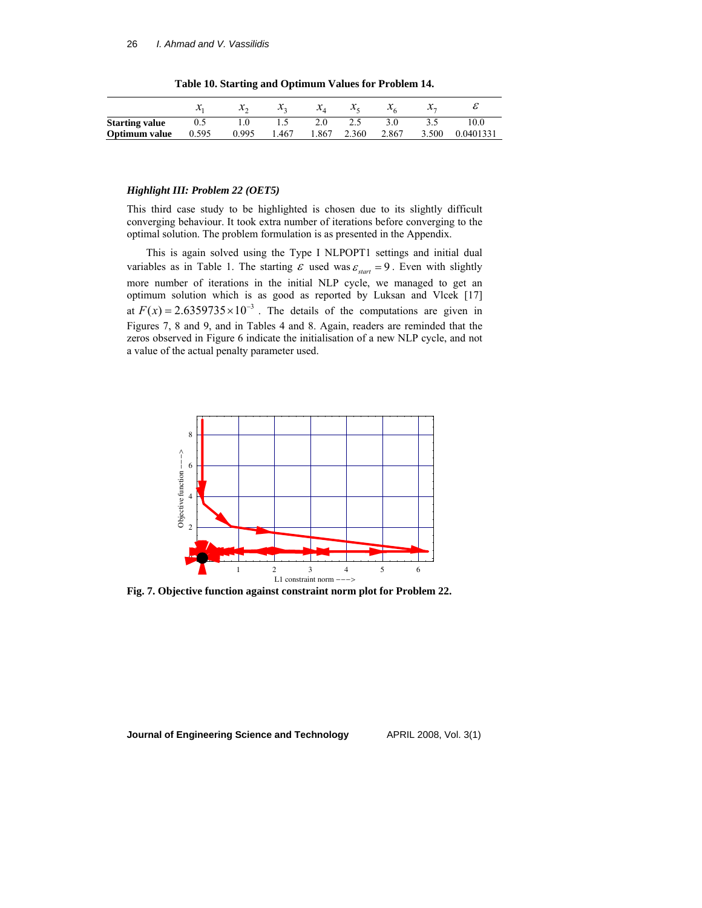**Table 10. Starting and Optimum Values for Problem 14.**

| | $x_1$ | $x_2$ | $x_3$ | $x_4$ | $x_5$ | $x_6$ | $x_7$ | $\varepsilon$ |
|---|---|---|---|---|---|---|---|---|
| **Starting value** | 0.5 | 1.0 | 1.5 | 2.0 | 2.5 | 3.0 | 3.5 | 10.0 |
| **Optimum value** | 0.595 | 0.995 | 1.467 | 1.867 | 2.360 | 2.867 | 3.500 | 0.0401331 |

### *Highlight III: Problem 22 (OET5)*

This third case study to be highlighted is chosen due to its slightly difficult converging behaviour. It took extra number of iterations before converging to the optimal solution. The problem formulation is as presented in the Appendix.

This is again solved using the Type I NLPOPT1 settings and initial dual variables as in Table 1. The starting $\varepsilon$ used was $\varepsilon_{start} = 9$. Even with slightly more number of iterations in the initial NLP cycle, we managed to get an optimum solution which is as good as reported by Luksan and Vlcek [17] at $F(x) = 2.6359735 \times 10^{-3}$. The details of the computations are given in Figures 7, 8 and 9, and in Tables 4 and 8. Again, readers are reminded that the zeros observed in Figure 6 indicate the initialisation of a new NLP cycle, and not a value of the actual penalty parameter used.

**Fig. 7. Objective function against constraint norm plot for Problem 22.**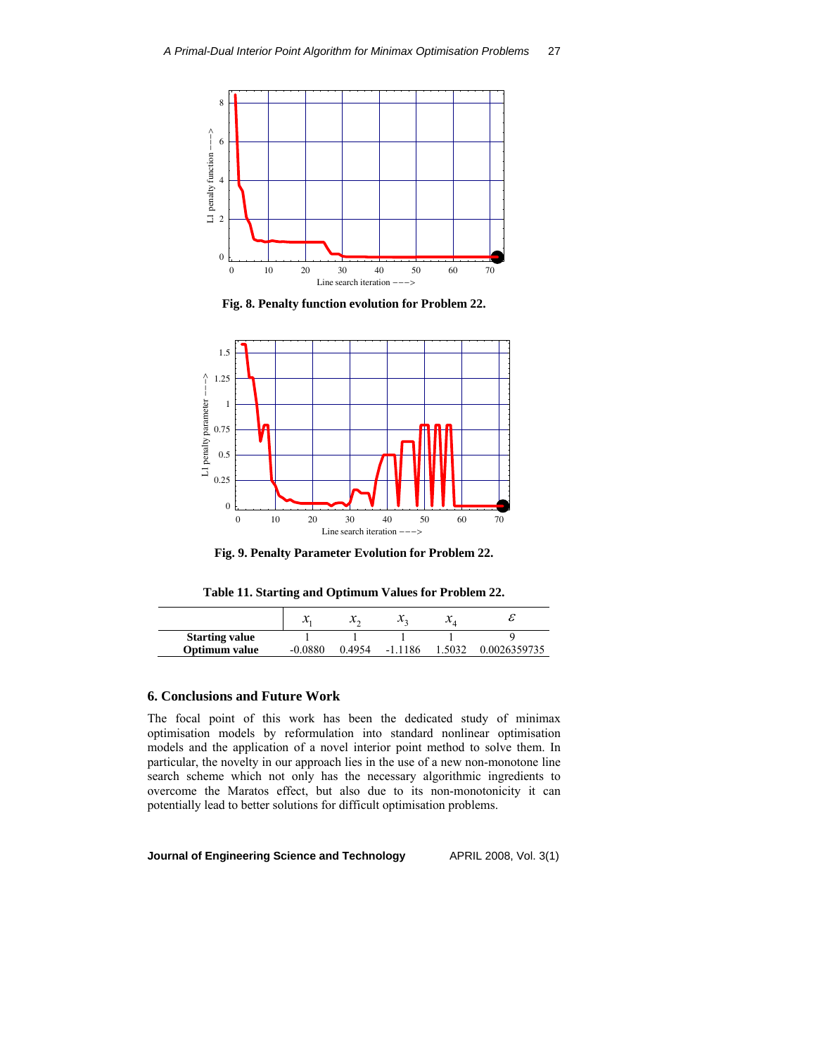Fig. 8. Penalty function evolution for Problem 22.

Fig. 9. Penalty Parameter Evolution for Problem 22.

**Table 11. Starting and Optimum Values for Problem 22.**

| | $x_1$ | $x_2$ | $x_3$ | $x_4$ | $\varepsilon$ |
|---|---|---|---|---|---|
| **Starting value** | 1 | 1 | 1 | 1 | 9 |
| **Optimum value** | -0.0880 | 0.4954 | -1.1186 | 1.5032 | 0.0026359735 |

## 6. Conclusions and Future Work

The focal point of this work has been the dedicated study of minimax optimisation models by reformulation into standard nonlinear optimisation models and the application of a novel interior point method to solve them. In particular, the novelty in our approach lies in the use of a new non-monotone line search scheme which not only has the necessary algorithmic ingredients to overcome the Maratos effect, but also due to its non-monotonicity it can potentially lead to better solutions for difficult optimisation problems.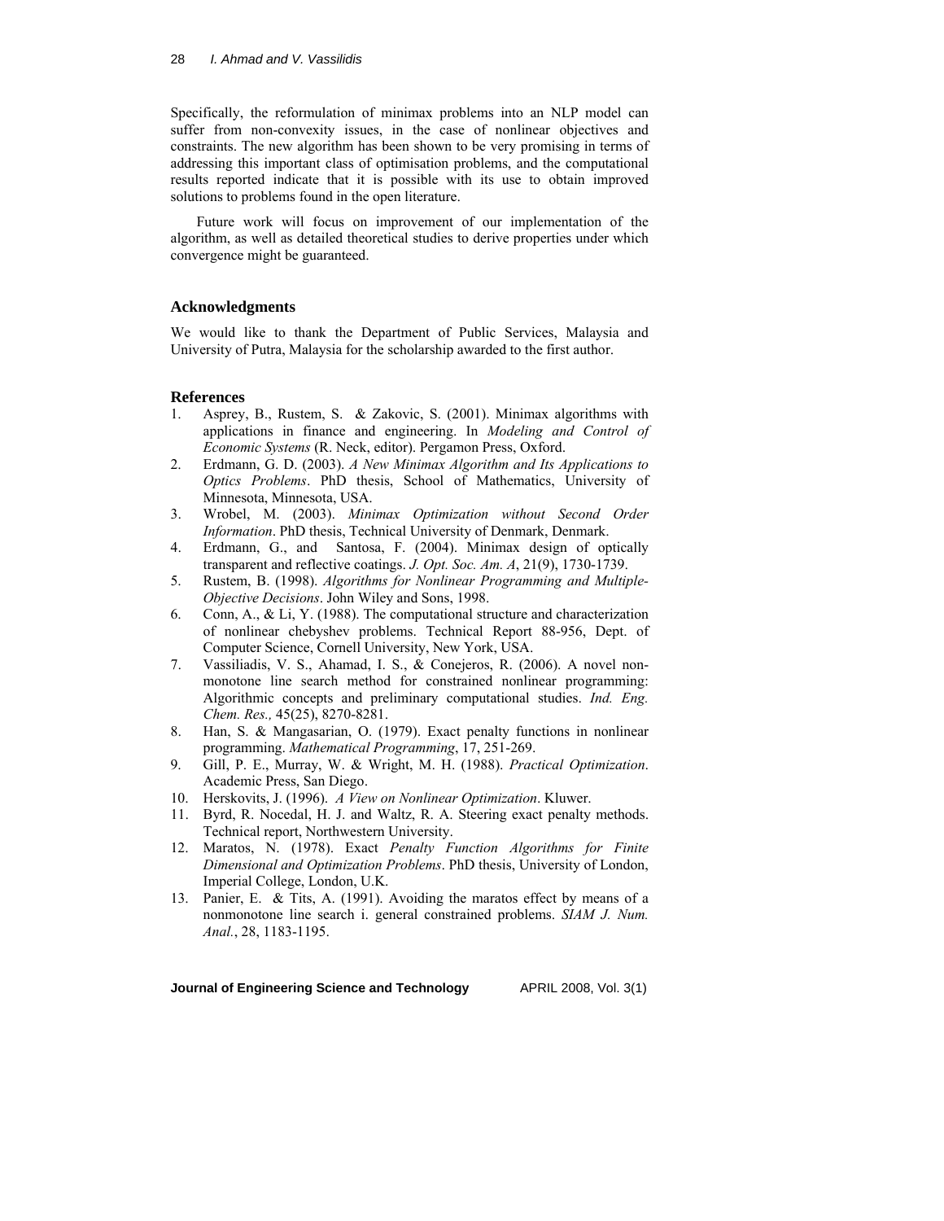Specifically, the reformulation of minimax problems into an NLP model can suffer from non-convexity issues, in the case of nonlinear objectives and constraints. The new algorithm has been shown to be very promising in terms of addressing this important class of optimisation problems, and the computational results reported indicate that it is possible with its use to obtain improved solutions to problems found in the open literature.

Future work will focus on improvement of our implementation of the algorithm, as well as detailed theoretical studies to derive properties under which convergence might be guaranteed.

## Acknowledgments

We would like to thank the Department of Public Services, Malaysia and University of Putra, Malaysia for the scholarship awarded to the first author.

## References

1. Asprey, B., Rustem, S. & Zakovic, S. (2001). Minimax algorithms with applications in finance and engineering. In *Modeling and Control of Economic Systems* (R. Neck, editor). Pergamon Press, Oxford.
2. Erdmann, G. D. (2003). *A New Minimax Algorithm and Its Applications to Optics Problems*. PhD thesis, School of Mathematics, University of Minnesota, Minnesota, USA.
3. Wrobel, M. (2003). *Minimax Optimization without Second Order Information*. PhD thesis, Technical University of Denmark, Denmark.
4. Erdmann, G., and Santosa, F. (2004). Minimax design of optically transparent and reflective coatings. *J. Opt. Soc. Am. A*, 21(9), 1730-1739.
5. Rustem, B. (1998). *Algorithms for Nonlinear Programming and Multiple-Objective Decisions*. John Wiley and Sons, 1998.
6. Conn, A., & Li, Y. (1988). The computational structure and characterization of nonlinear chebyshev problems. Technical Report 88-956, Dept. of Computer Science, Cornell University, New York, USA.
7. Vassiliadis, V. S., Ahamad, I. S., & Conejeros, R. (2006). A novel non-monotone line search method for constrained nonlinear programming: Algorithmic concepts and preliminary computational studies. *Ind. Eng. Chem. Res.,* 45(25), 8270-8281.
8. Han, S. & Mangasarian, O. (1979). Exact penalty functions in nonlinear programming. *Mathematical Programming*, 17, 251-269.
9. Gill, P. E., Murray, W. & Wright, M. H. (1988). *Practical Optimization*. Academic Press, San Diego.
10. Herskovits, J. (1996). *A View on Nonlinear Optimization*. Kluwer.
11. Byrd, R. Nocedal, H. J. and Waltz, R. A. Steering exact penalty methods. Technical report, Northwestern University.
12. Maratos, N. (1978). Exact *Penalty Function Algorithms for Finite Dimensional and Optimization Problems*. PhD thesis, University of London, Imperial College, London, U.K.
13. Panier, E. & Tits, A. (1991). Avoiding the maratos effect by means of a nonmonotone line search i. general constrained problems. *SIAM J. Num. Anal.*, 28, 1183-1195.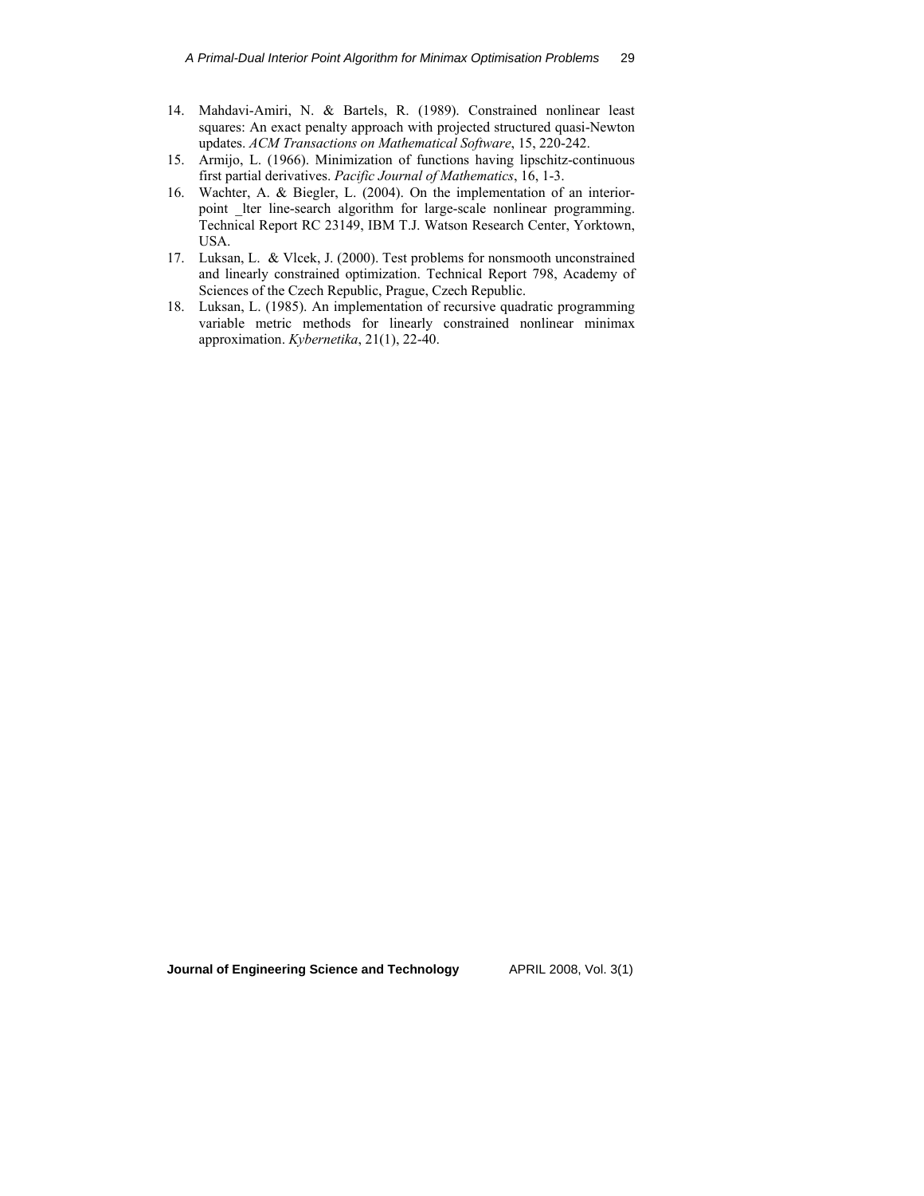14. Mahdavi-Amiri, N. & Bartels, R. (1989). Constrained nonlinear least squares: An exact penalty approach with projected structured quasi-Newton updates. *ACM Transactions on Mathematical Software*, 15, 220-242.
15. Armijo, L. (1966). Minimization of functions having lipschitz-continuous first partial derivatives. *Pacific Journal of Mathematics*, 16, 1-3.
16. Wachter, A. & Biegler, L. (2004). On the implementation of an interior-point _lter line-search algorithm for large-scale nonlinear programming. Technical Report RC 23149, IBM T.J. Watson Research Center, Yorktown, USA.
17. Luksan, L. & Vlcek, J. (2000). Test problems for nonsmooth unconstrained and linearly constrained optimization. Technical Report 798, Academy of Sciences of the Czech Republic, Prague, Czech Republic.
18. Luksan, L. (1985). An implementation of recursive quadratic programming variable metric methods for linearly constrained nonlinear minimax approximation. *Kybernetika*, 21(1), 22-40.